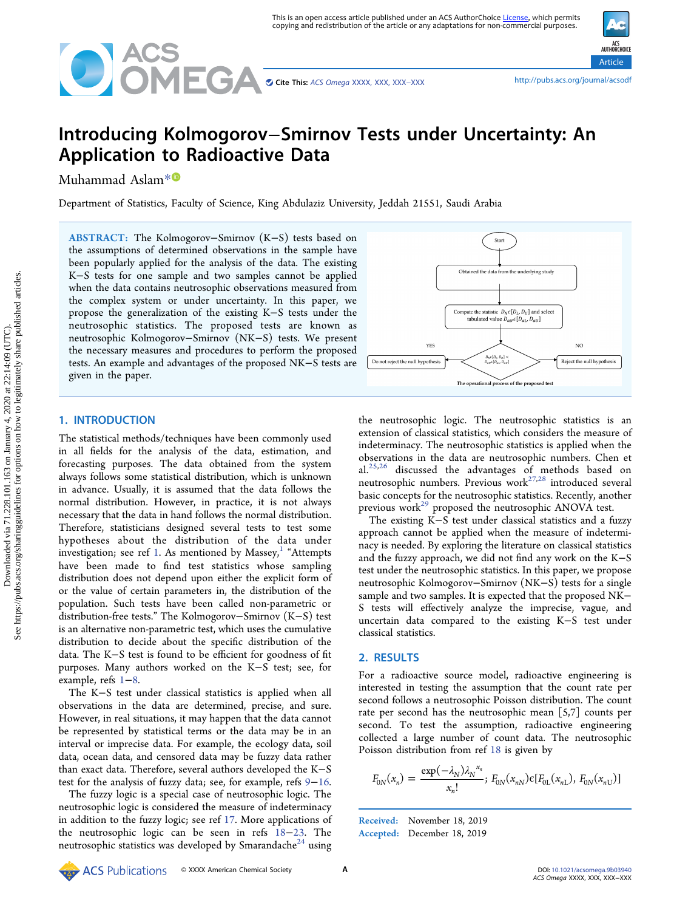# Introducing Kolmogorov−Smirnov Tests under Uncertainty: An Application to Radioactive Data

Muhammad Aslam*

Department of Statistics, Faculty of Science, King Abdulaziz University, Jeddah 21551, Saudi Arabia

**ABSTRACT:** The Kolmogorov−Smirnov (K−S) tests based on the assumptions of determined observations in the sample have been popularly applied for the analysis of the data. The existing K−S tests for one sample and two samples cannot be applied when the data contains neutrosophic observations measured from the complex system or under uncertainty. In this paper, we propose the generalization of the existing K−S tests under the neutrosophic statistics. The proposed tests are known as neutrosophic Kolmogorov−Smirnov (NK−S) tests. We present the necessary measures and procedures to perform the proposed tests. An example and advantages of the proposed NK−S tests are given in the paper.

Start → Obtained the data from the underlying study → Compute the statistic $D_N \epsilon [D_L, D_U]$ and select tabulated value $D_{\alpha N} \epsilon [D_{\alpha L}, D_{\alpha U}]$ → $D_N \epsilon [D_L, D_U] < D_{\alpha N} \epsilon [D_{\alpha L}, D_{\alpha U}]$ → YES: Do not reject the null hypothesis; NO: Reject the null hypothesis

The operational process of the proposed test

## 1. INTRODUCTION

The statistical methods/techniques have been commonly used in all fields for the analysis of the data, estimation, and forecasting purposes. The data obtained from the system always follows some statistical distribution, which is unknown in advance. Usually, it is assumed that the data follows the normal distribution. However, in practice, it is not always necessary that the data in hand follows the normal distribution. Therefore, statisticians designed several tests to test some hypotheses about the distribution of the data under investigation; see ref 1. As mentioned by Massey,[1] "Attempts have been made to find test statistics whose sampling distribution does not depend upon either the explicit form of or the value of certain parameters in, the distribution of the population. Such tests have been called non-parametric or distribution-free tests." The Kolmogorov−Smirnov (K−S) test is an alternative non-parametric test, which uses the cumulative distribution to decide about the specific distribution of the data. The K−S test is found to be efficient for goodness of fit purposes. Many authors worked on the K−S test; see, for example, refs 1−8.

The K−S test under classical statistics is applied when all observations in the data are determined, precise, and sure. However, in real situations, it may happen that the data cannot be represented by statistical terms or the data may be in an interval or imprecise data. For example, the ecology data, soil data, ocean data, and censored data may be fuzzy data rather than exact data. Therefore, several authors developed the K−S test for the analysis of fuzzy data; see, for example, refs 9−16.

The fuzzy logic is a special case of neutrosophic logic. The neutrosophic logic is considered the measure of indeterminacy in addition to the fuzzy logic; see ref 17. More applications of the neutrosophic logic can be seen in refs 18−23. The neutrosophic statistics was developed by Smarandache[24] using the neutrosophic logic. The neutrosophic statistics is an extension of classical statistics, which considers the measure of indeterminacy. The neutrosophic statistics is applied when the observations in the data are neutrosophic numbers. Chen et al.[25,26] discussed the advantages of methods based on neutrosophic numbers. Previous work[27,28] introduced several basic concepts for the neutrosophic statistics. Recently, another previous work[29] proposed the neutrosophic ANOVA test.

The existing K−S test under classical statistics and a fuzzy approach cannot be applied when the measure of indeterminacy is needed. By exploring the literature on classical statistics and the fuzzy approach, we did not find any work on the K−S test under the neutrosophic statistics. In this paper, we propose neutrosophic Kolmogorov−Smirnov (NK−S) tests for a single sample and two samples. It is expected that the proposed NK−S tests will effectively analyze the imprecise, vague, and uncertain data compared to the existing K−S test under classical statistics.

## 2. RESULTS

For a radioactive source model, radioactive engineering is interested in testing the assumption that the count rate per second follows a neutrosophic Poisson distribution. The count rate per second has the neutrosophic mean [5,7] counts per second. To test the assumption, radioactive engineering collected a large number of count data. The neutrosophic Poisson distribution from ref 18 is given by

$$F_{0N}(x_n) = \frac{\exp(-\lambda_N)\lambda_N^{x_n}}{x_n!};\ F_{0N}(x_{nN})\epsilon[F_{0L}(x_{nL}),\ F_{0N}(x_{nU})]$$

Received: November 18, 2019
Accepted: December 18, 2019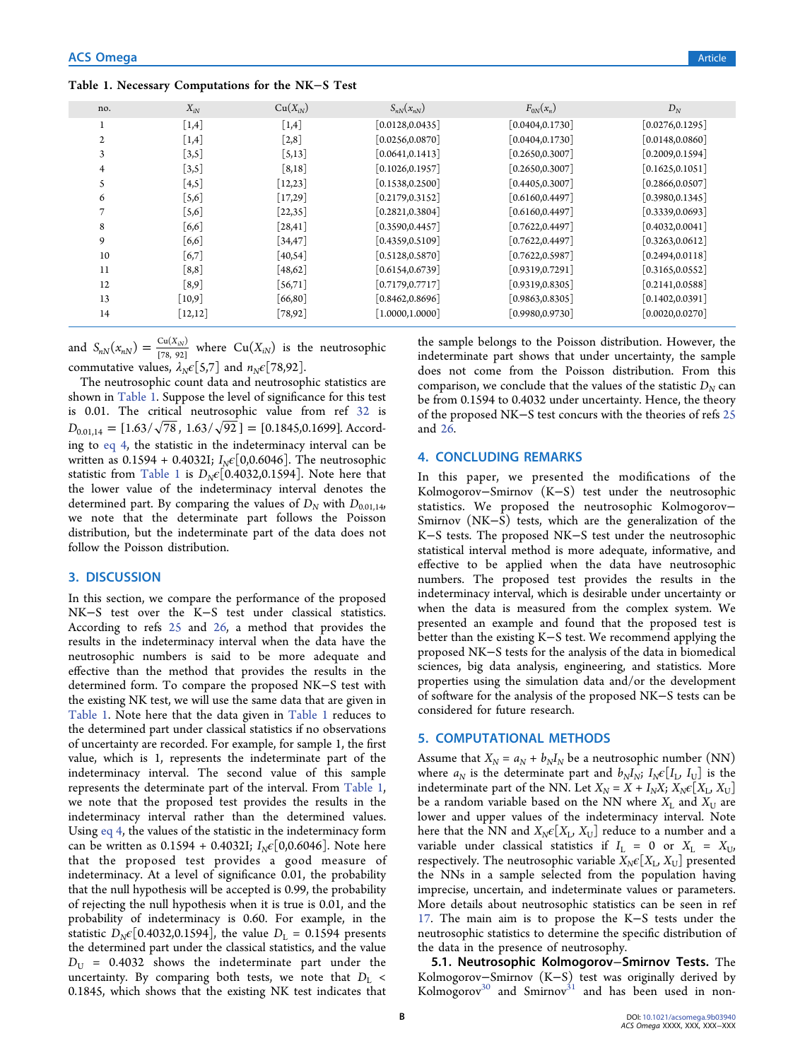**Table 1. Necessary Computations for the NK−S Test**

| no. | $X_{iN}$ | $\text{Cu}(X_{iN})$ | $S_{nN}(x_{nN})$ | $F_{0N}(x_n)$ | $D_N$ |
|---|---|---|---|---|---|
| 1 | [1,4] | [1,4] | [0.0128,0.0435] | [0.0404,0.1730] | [0.0276,0.1295] |
| 2 | [1,4] | [2,8] | [0.0256,0.0870] | [0.0404,0.1730] | [0.0148,0.0860] |
| 3 | [3,5] | [5,13] | [0.0641,0.1413] | [0.2650,0.3007] | [0.2009,0.1594] |
| 4 | [3,5] | [8,18] | [0.1026,0.1957] | [0.2650,0.3007] | [0.1625,0.1051] |
| 5 | [4,5] | [12,23] | [0.1538,0.2500] | [0.4405,0.3007] | [0.2866,0.0507] |
| 6 | [5,6] | [17,29] | [0.2179,0.3152] | [0.6160,0.4497] | [0.3980,0.1345] |
| 7 | [5,6] | [22,35] | [0.2821,0.3804] | [0.6160,0.4497] | [0.3339,0.0693] |
| 8 | [6,6] | [28,41] | [0.3590,0.4457] | [0.7622,0.4497] | [0.4032,0.0041] |
| 9 | [6,6] | [34,47] | [0.4359,0.5109] | [0.7622,0.4497] | [0.3263,0.0612] |
| 10 | [6,7] | [40,54] | [0.5128,0.5870] | [0.7622,0.5987] | [0.2494,0.0118] |
| 11 | [8,8] | [48,62] | [0.6154,0.6739] | [0.9319,0.7291] | [0.3165,0.0552] |
| 12 | [8,9] | [56,71] | [0.7179,0.7717] | [0.9319,0.8305] | [0.2141,0.0588] |
| 13 | [10,9] | [66,80] | [0.8462,0.8696] | [0.9863,0.8305] | [0.1402,0.0391] |
| 14 | [12,12] | [78,92] | [1.0000,1.0000] | [0.9980,0.9730] | [0.0020,0.0270] |

and $S_{nN}(x_{nN}) = \frac{\text{Cu}(X_{iN})}{[78,\ 92]}$ where $\text{Cu}(X_{iN})$ is the neutrosophic commutative values, $\lambda_N \epsilon [5,7]$ and $n_N \epsilon [78,92]$.

The neutrosophic count data and neutrosophic statistics are shown in Table 1. Suppose the level of significance for this test is 0.01. The critical neutrosophic value from ref 32 is $D_{0.01,14} = [1.63/\sqrt{78},\ 1.63/\sqrt{92}] = [0.1845,0.1699]$. According to eq 4, the statistic in the indeterminacy interval can be written as $0.1594 + 0.4032I$; $I_N \epsilon [0,0.6046]$. The neutrosophic statistic from Table 1 is $D_N \epsilon [0.4032,0.1594]$. Note here that the lower value of the indeterminacy interval denotes the determined part. By comparing the values of $D_N$ with $D_{0.01,14}$, we note that the determinate part follows the Poisson distribution, but the indeterminate part of the data does not follow the Poisson distribution.

## 3. DISCUSSION

In this section, we compare the performance of the proposed NK−S test over the K−S test under classical statistics. According to refs 25 and 26, a method that provides the results in the indeterminacy interval when the data have the neutrosophic numbers is said to be more adequate and effective than the method that provides the results in the determined form. To compare the proposed NK−S test with the existing NK test, we will use the same data that are given in Table 1. Note here that the data given in Table 1 reduces to the determined part under classical statistics if no observations of uncertainty are recorded. For example, for sample 1, the first value, which is 1, represents the indeterminate part of the indeterminacy interval. The second value of this sample represents the determinate part of the interval. From Table 1, we note that the proposed test provides the results in the indeterminacy interval rather than the determined values. Using eq 4, the values of the statistic in the indeterminacy form can be written as $0.1594 + 0.4032I$; $I_N \epsilon [0,0.6046]$. Note here that the proposed test provides a good measure of indeterminacy. At a level of significance 0.01, the probability that the null hypothesis will be accepted is 0.99, the probability of rejecting the null hypothesis when it is true is 0.01, and the probability of indeterminacy is 0.60. For example, in the statistic $D_N \epsilon [0.4032,0.1594]$, the value $D_L = 0.1594$ presents the determined part under the classical statistics, and the value $D_U = 0.4032$ shows the indeterminate part under the uncertainty. By comparing both tests, we note that $D_L < 0.1845$, which shows that the existing NK test indicates that the sample belongs to the Poisson distribution. However, the indeterminate part shows that under uncertainty, the sample does not come from the Poisson distribution. From this comparison, we conclude that the values of the statistic $D_N$ can be from 0.1594 to 0.4032 under uncertainty. Hence, the theory of the proposed NK−S test concurs with the theories of refs 25 and 26.

## 4. CONCLUDING REMARKS

In this paper, we presented the modifications of the Kolmogorov−Smirnov (K−S) test under the neutrosophic statistics. We proposed the neutrosophic Kolmogorov−Smirnov (NK−S) tests, which are the generalization of the K−S tests. The proposed NK−S test under the neutrosophic statistical interval method is more adequate, informative, and effective to be applied when the data have neutrosophic numbers. The proposed test provides the results in the indeterminacy interval, which is desirable under uncertainty or when the data is measured from the complex system. We presented an example and found that the proposed test is better than the existing K−S test. We recommend applying the proposed NK−S tests for the analysis of the data in biomedical sciences, big data analysis, engineering, and statistics. More properties using the simulation data and/or the development of software for the analysis of the proposed NK−S tests can be considered for future research.

## 5. COMPUTATIONAL METHODS

Assume that $X_N = a_N + b_N I_N$ be a neutrosophic number (NN) where $a_N$ is the determinate part and $b_N I_N$; $I_N \epsilon [I_L, I_U]$ is the indeterminate part of the NN. Let $X_N = X + I_N X$; $X_N \epsilon [X_L, X_U]$ be a random variable based on the NN where $X_L$ and $X_U$ are lower and upper values of the indeterminacy interval. Note here that the NN and $X_N \epsilon [X_L, X_U]$ reduce to a number and a variable under classical statistics if $I_L = 0$ or $X_L = X_U$, respectively. The neutrosophic variable $X_N \epsilon [X_L, X_U]$ presented the NNs in a sample selected from the population having imprecise, uncertain, and indeterminate values or parameters. More details about neutrosophic statistics can be seen in ref 17. The main aim is to propose the K−S tests under the neutrosophic statistics to determine the specific distribution of the data in the presence of neutrosophy.

**5.1. Neutrosophic Kolmogorov−Smirnov Tests.** The Kolmogorov−Smirnov (K−S) test was originally derived by Kolmogorov[30] and Smirnov[31] and has been used in non-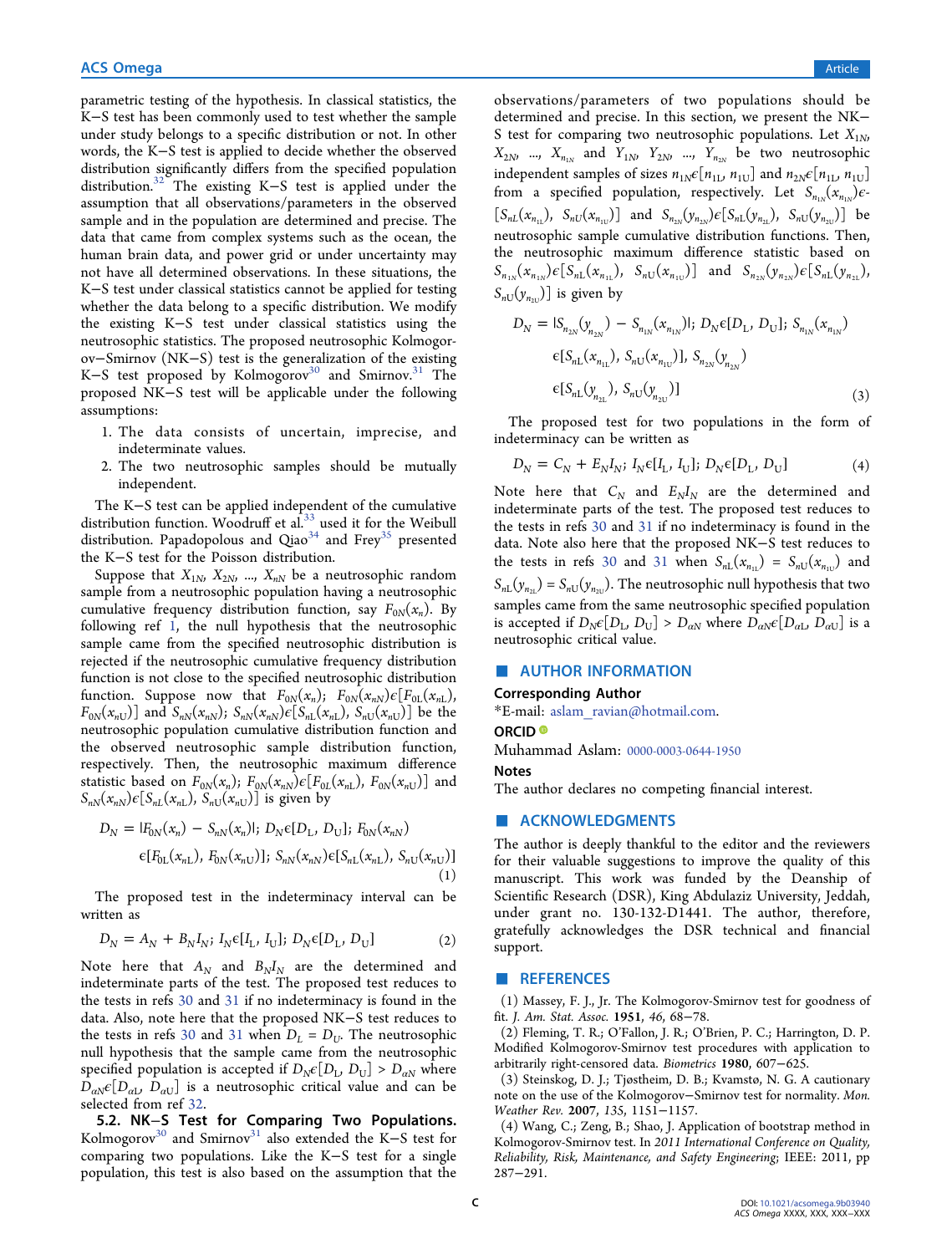parametric testing of the hypothesis. In classical statistics, the K−S test has been commonly used to test whether the sample under study belongs to a specific distribution or not. In other words, the K−S test is applied to decide whether the observed distribution significantly differs from the specified population distribution.[32] The existing K−S test is applied under the assumption that all observations/parameters in the observed sample and in the population are determined and precise. The data that came from complex systems such as the ocean, the human brain data, and power grid or under uncertainty may not have all determined observations. In these situations, the K−S test under classical statistics cannot be applied for testing whether the data belong to a specific distribution. We modify the existing K−S test under classical statistics using the neutrosophic statistics. The proposed neutrosophic Kolmogorov−Smirnov (NK−S) test is the generalization of the existing K−S test proposed by Kolmogorov[30] and Smirnov.[31] The proposed NK−S test will be applicable under the following assumptions:

1. The data consists of uncertain, imprecise, and indeterminate values.
2. The two neutrosophic samples should be mutually independent.

The K−S test can be applied independent of the cumulative distribution function. Woodruff et al.[33] used it for the Weibull distribution. Papadopolous and Qiao[34] and Frey[35] presented the K−S test for the Poisson distribution.

Suppose that $X_{1N}$, $X_{2N}$, ..., $X_{nN}$ be a neutrosophic random sample from a neutrosophic population having a neutrosophic cumulative frequency distribution function, say $F_{0N}(x_n)$. By following ref 1, the null hypothesis that the neutrosophic sample came from the specified neutrosophic distribution is rejected if the neutrosophic cumulative frequency distribution function is not close to the specified neutrosophic distribution function. Suppose now that $F_{0N}(x_n)$; $F_{0N}(x_{nN})\epsilon[F_{0L}(x_{nL}), F_{0N}(x_{nU})]$ and $S_{nN}(x_{nN})$; $S_{nN}(x_{nN})\epsilon[S_{nL}(x_{nL}), S_{nU}(x_{nU})]$ be the neutrosophic population cumulative distribution function and the observed neutrosophic sample distribution function, respectively. Then, the neutrosophic maximum difference statistic based on $F_{0N}(x_n)$; $F_{0N}(x_{nN})\epsilon[F_{0L}(x_{nL}), F_{0N}(x_{nU})]$ and $S_{nN}(x_{nN})\epsilon[S_{nL}(x_{nL}), S_{nU}(x_{nU})]$ is given by

$$D_N = |F_{0N}(x_n) - S_{nN}(x_n)|;\ D_N\epsilon[D_L, D_U];\ F_{0N}(x_{nN})\epsilon[F_{0L}(x_{nL}), F_{0N}(x_{nU})];\ S_{nN}(x_{nN})\epsilon[S_{nL}(x_{nL}), S_{nU}(x_{nU})] \quad (1)$$

The proposed test in the indeterminacy interval can be written as

$$D_N = A_N + B_N I_N;\ I_N\epsilon[I_L, I_U];\ D_N\epsilon[D_L, D_U] \quad (2)$$

Note here that $A_N$ and $B_N I_N$ are the determined and indeterminate parts of the test. The proposed test reduces to the tests in refs 30 and 31 if no indeterminacy is found in the data. Also, note here that the proposed NK−S test reduces to the tests in refs 30 and 31 when $D_L = D_U$. The neutrosophic null hypothesis that the sample came from the neutrosophic specified population is accepted if $D_N\epsilon[D_L, D_U] > D_{\alpha N}$ where $D_{\alpha N}\epsilon[D_{\alpha L}, D_{\alpha U}]$ is a neutrosophic critical value and can be selected from ref 32.

### 5.2. NK−S Test for Comparing Two Populations.

Kolmogorov[30] and Smirnov[31] also extended the K−S test for comparing two populations. Like the K−S test for a single population, this test is also based on the assumption that the observations/parameters of two populations should be determined and precise. In this section, we present the NK−S test for comparing two neutrosophic populations. Let $X_{1N}$, $X_{2N}$, ..., $X_{n_{1N}}$ and $Y_{1N}$, $Y_{2N}$, ..., $Y_{n_{2N}}$ be two neutrosophic independent samples of sizes $n_{1N}\epsilon[n_{1L}, n_{1U}]$ and $n_{2N}\epsilon[n_{1L}, n_{1U}]$ from a specified population, respectively. Let $S_{n_{1N}}(x_{n_{1N}})\epsilon[S_{nL}(x_{n_{1L}}), S_{nU}(x_{n_{1U}})]$ and $S_{n_{2N}}(y_{n_{2N}})\epsilon[S_{nL}(y_{n_{2L}}), S_{nU}(y_{n_{2U}})]$ be neutrosophic sample cumulative distribution functions. Then, the neutrosophic maximum difference statistic based on $S_{n_{1N}}(x_{n_{1N}})\epsilon[S_{nL}(x_{n_{1L}}), S_{nU}(x_{n_{1U}})]$ and $S_{n_{2N}}(y_{n_{2N}})\epsilon[S_{nL}(y_{n_{2L}}), S_{nU}(y_{n_{2U}})]$ is given by

$$D_N = |S_{n_{2N}}(y_{n_{2N}}) - S_{n_{1N}}(x_{n_{1N}})|;\ D_N\epsilon[D_L, D_U];\ S_{n_{1N}}(x_{n_{1N}})\epsilon[S_{nL}(x_{n_{1L}}), S_{nU}(x_{n_{1U}})],\ S_{n_{2N}}(y_{n_{2N}})\epsilon[S_{nL}(y_{n_{2L}}), S_{nU}(y_{n_{2U}})] \quad (3)$$

The proposed test for two populations in the form of indeterminacy can be written as

$$D_N = C_N + E_N I_N;\ I_N\epsilon[I_L, I_U];\ D_N\epsilon[D_L, D_U] \quad (4)$$

Note here that $C_N$ and $E_N I_N$ are the determined and indeterminate parts of the test. The proposed test reduces to the tests in refs 30 and 31 if no indeterminacy is found in the data. Note also here that the proposed NK−S test reduces to the tests in refs 30 and 31 when $S_{nL}(x_{n_{1L}}) = S_{nU}(x_{n_{1U}})$ and $S_{nL}(y_{n_{2L}}) = S_{nU}(y_{n_{2U}})$. The neutrosophic null hypothesis that two samples came from the same neutrosophic specified population is accepted if $D_N\epsilon[D_L, D_U] > D_{\alpha N}$ where $D_{\alpha N}\epsilon[D_{\alpha L}, D_{\alpha U}]$ is a neutrosophic critical value.

## AUTHOR INFORMATION

### Corresponding Author

*E-mail: aslam_ravian@hotmail.com.

### ORCID

Muhammad Aslam: 0000-0003-0644-1950

### Notes

The author declares no competing financial interest.

## ACKNOWLEDGMENTS

The author is deeply thankful to the editor and the reviewers for their valuable suggestions to improve the quality of this manuscript. This work was funded by the Deanship of Scientific Research (DSR), King Abdulaziz University, Jeddah, under grant no. 130-132-D1441. The author, therefore, gratefully acknowledges the DSR technical and financial support.

## REFERENCES

(1) Massey, F. J., Jr. The Kolmogorov-Smirnov test for goodness of fit. *J. Am. Stat. Assoc.* **1951**, *46*, 68−78.

(2) Fleming, T. R.; O'Fallon, J. R.; O'Brien, P. C.; Harrington, D. P. Modified Kolmogorov-Smirnov test procedures with application to arbitrarily right-censored data. *Biometrics* **1980**, 607−625.

(3) Steinskog, D. J.; Tjøstheim, D. B.; Kvamstø, N. G. A cautionary note on the use of the Kolmogorov−Smirnov test for normality. *Mon. Weather Rev.* **2007**, *135*, 1151−1157.

(4) Wang, C.; Zeng, B.; Shao, J. Application of bootstrap method in Kolmogorov-Smirnov test. In *2011 International Conference on Quality, Reliability, Risk, Maintenance, and Safety Engineering*; IEEE: 2011, pp 287−291.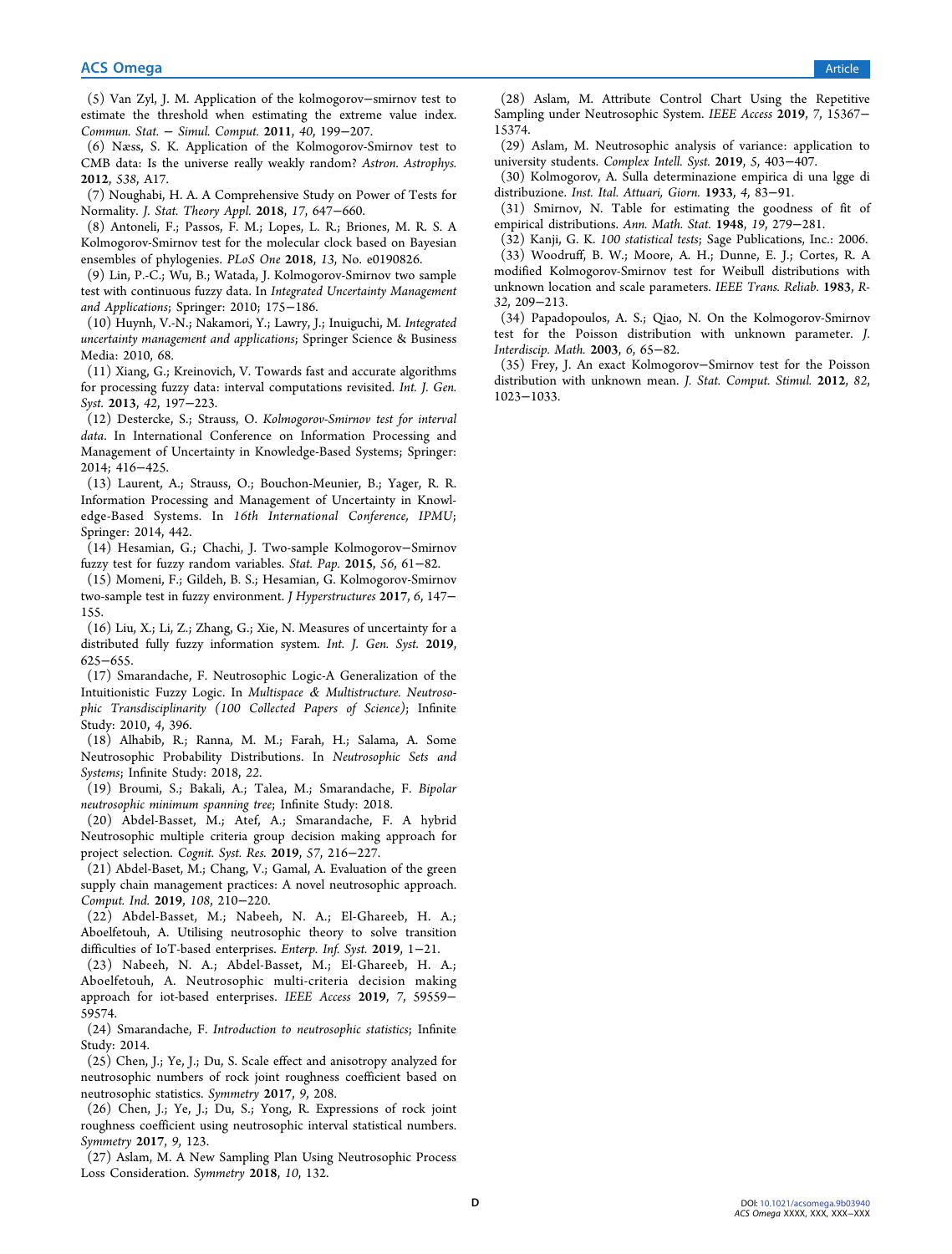(5) Van Zyl, J. M. Application of the kolmogorov−smirnov test to estimate the threshold when estimating the extreme value index. *Commun. Stat. − Simul. Comput.* **2011**, *40*, 199−207.

(6) Næss, S. K. Application of the Kolmogorov-Smirnov test to CMB data: Is the universe really weakly random? *Astron. Astrophys.* **2012**, *538*, A17.

(7) Noughabi, H. A. A Comprehensive Study on Power of Tests for Normality. *J. Stat. Theory Appl.* **2018**, *17*, 647−660.

(8) Antoneli, F.; Passos, F. M.; Lopes, L. R.; Briones, M. R. S. A Kolmogorov-Smirnov test for the molecular clock based on Bayesian ensembles of phylogenies. *PLoS One* **2018**, *13*, No. e0190826.

(9) Lin, P.-C.; Wu, B.; Watada, J. Kolmogorov-Smirnov two sample test with continuous fuzzy data. In *Integrated Uncertainty Management and Applications*; Springer: 2010; 175−186.

(10) Huynh, V.-N.; Nakamori, Y.; Lawry, J.; Inuiguchi, M. *Integrated uncertainty management and applications*; Springer Science & Business Media: 2010, 68.

(11) Xiang, G.; Kreinovich, V. Towards fast and accurate algorithms for processing fuzzy data: interval computations revisited. *Int. J. Gen. Syst.* **2013**, *42*, 197−223.

(12) Destercke, S.; Strauss, O. *Kolmogorov-Smirnov test for interval data*. In International Conference on Information Processing and Management of Uncertainty in Knowledge-Based Systems; Springer: 2014; 416−425.

(13) Laurent, A.; Strauss, O.; Bouchon-Meunier, B.; Yager, R. R. Information Processing and Management of Uncertainty in Knowledge-Based Systems. In *16th International Conference, IPMU*; Springer: 2014, 442.

(14) Hesamian, G.; Chachi, J. Two-sample Kolmogorov−Smirnov fuzzy test for fuzzy random variables. *Stat. Pap.* **2015**, *56*, 61−82.

(15) Momeni, F.; Gildeh, B. S.; Hesamian, G. Kolmogorov-Smirnov two-sample test in fuzzy environment. *J Hyperstructures* **2017**, *6*, 147−155.

(16) Liu, X.; Li, Z.; Zhang, G.; Xie, N. Measures of uncertainty for a distributed fully fuzzy information system. *Int. J. Gen. Syst.* **2019**, 625−655.

(17) Smarandache, F. Neutrosophic Logic-A Generalization of the Intuitionistic Fuzzy Logic. In *Multispace & Multistructure. Neutrosophic Transdisciplinarity (100 Collected Papers of Science)*; Infinite Study: 2010, *4*, 396.

(18) Alhabib, R.; Ranna, M. M.; Farah, H.; Salama, A. Some Neutrosophic Probability Distributions. In *Neutrosophic Sets and Systems*; Infinite Study: 2018, *22*.

(19) Broumi, S.; Bakali, A.; Talea, M.; Smarandache, F. *Bipolar neutrosophic minimum spanning tree*; Infinite Study: 2018.

(20) Abdel-Basset, M.; Atef, A.; Smarandache, F. A hybrid Neutrosophic multiple criteria group decision making approach for project selection. *Cognit. Syst. Res.* **2019**, *57*, 216−227.

(21) Abdel-Baset, M.; Chang, V.; Gamal, A. Evaluation of the green supply chain management practices: A novel neutrosophic approach. *Comput. Ind.* **2019**, *108*, 210−220.

(22) Abdel-Basset, M.; Nabeeh, N. A.; El-Ghareeb, H. A.; Aboelfetouh, A. Utilising neutrosophic theory to solve transition difficulties of IoT-based enterprises. *Enterp. Inf. Syst.* **2019**, 1−21.

(23) Nabeeh, N. A.; Abdel-Basset, M.; El-Ghareeb, H. A.; Aboelfetouh, A. Neutrosophic multi-criteria decision making approach for iot-based enterprises. *IEEE Access* **2019**, *7*, 59559−59574.

(24) Smarandache, F. *Introduction to neutrosophic statistics*; Infinite Study: 2014.

(25) Chen, J.; Ye, J.; Du, S. Scale effect and anisotropy analyzed for neutrosophic numbers of rock joint roughness coefficient based on neutrosophic statistics. *Symmetry* **2017**, *9*, 208.

(26) Chen, J.; Ye, J.; Du, S.; Yong, R. Expressions of rock joint roughness coefficient using neutrosophic interval statistical numbers. *Symmetry* **2017**, *9*, 123.

(27) Aslam, M. A New Sampling Plan Using Neutrosophic Process Loss Consideration. *Symmetry* **2018**, *10*, 132.

(28) Aslam, M. Attribute Control Chart Using the Repetitive Sampling under Neutrosophic System. *IEEE Access* **2019**, *7*, 15367−15374.

(29) Aslam, M. Neutrosophic analysis of variance: application to university students. *Complex Intell. Syst.* **2019**, *5*, 403−407.

(30) Kolmogorov, A. Sulla determinazione empirica di una lgge di distribuzione. *Inst. Ital. Attuari, Giorn.* **1933**, *4*, 83−91.

(31) Smirnov, N. Table for estimating the goodness of fit of empirical distributions. *Ann. Math. Stat.* **1948**, *19*, 279−281.

(32) Kanji, G. K. *100 statistical tests*; Sage Publications, Inc.: 2006.

(33) Woodruff, B. W.; Moore, A. H.; Dunne, E. J.; Cortes, R. A modified Kolmogorov-Smirnov test for Weibull distributions with unknown location and scale parameters. *IEEE Trans. Reliab.* **1983**, *R-32*, 209−213.

(34) Papadopoulos, A. S.; Qiao, N. On the Kolmogorov-Smirnov test for the Poisson distribution with unknown parameter. *J. Interdiscip. Math.* **2003**, *6*, 65−82.

(35) Frey, J. An exact Kolmogorov−Smirnov test for the Poisson distribution with unknown mean. *J. Stat. Comput. Stimul.* **2012**, *82*, 1023−1033.